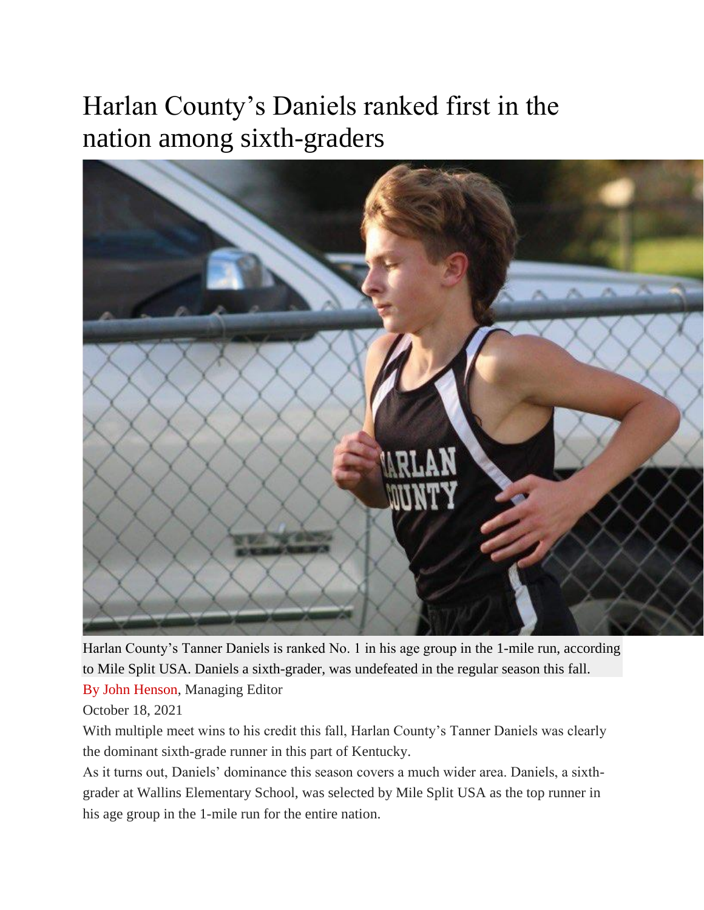# Harlan County's Daniels ranked first in the nation among sixth-graders

Harlan County's Tanner Daniels is ranked No. 1 in his age group in the 1-mile run, according to Mile Split USA. Daniels a sixth-grader, was undefeated in the regular season this fall.

By John Henson, Managing Editor

October 18, 2021

With multiple meet wins to his credit this fall, Harlan County's Tanner Daniels was clearly the dominant sixth-grade runner in this part of Kentucky.

As it turns out, Daniels' dominance this season covers a much wider area. Daniels, a sixth-grader at Wallins Elementary School, was selected by Mile Split USA as the top runner in his age group in the 1-mile run for the entire nation.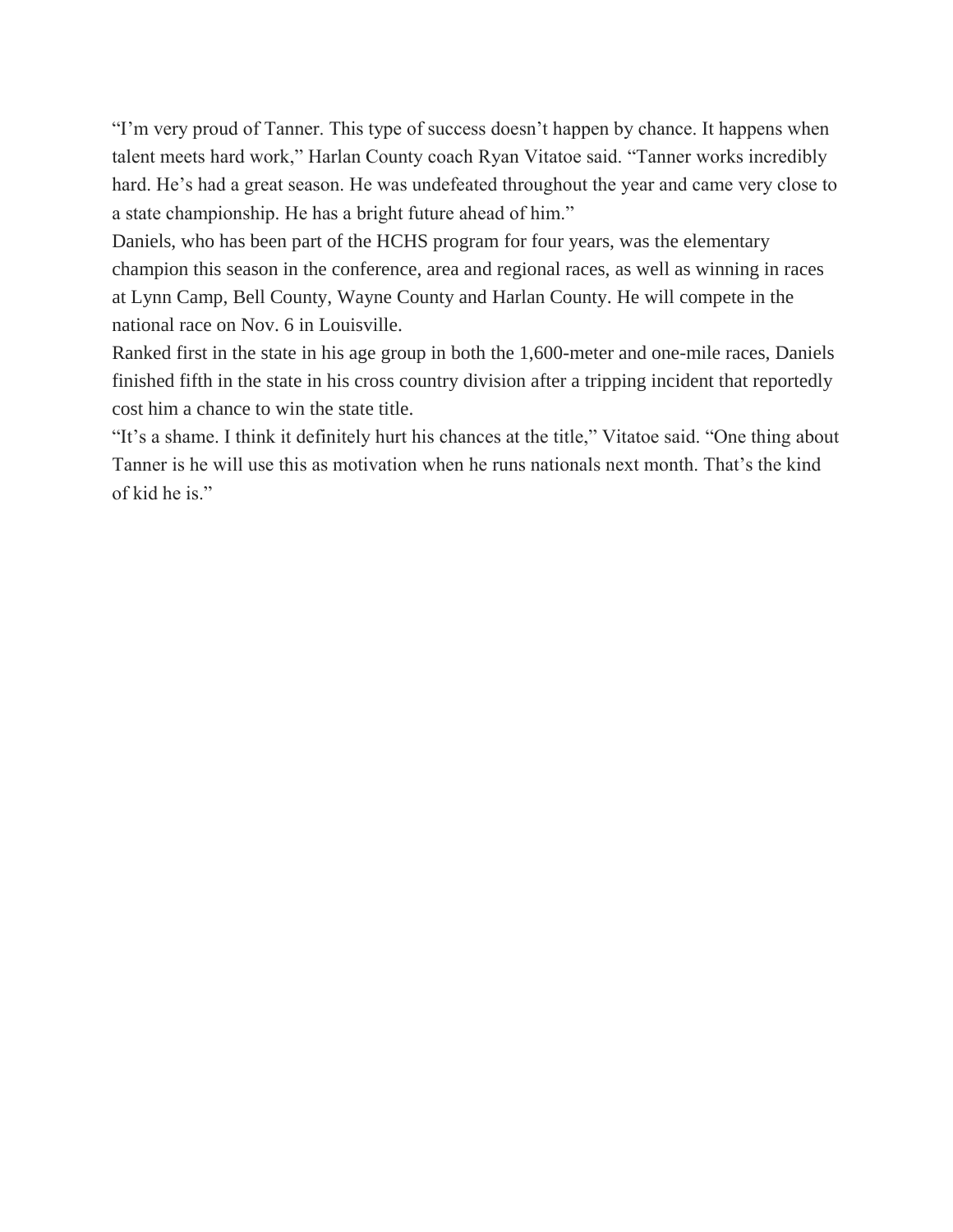"I'm very proud of Tanner. This type of success doesn't happen by chance. It happens when talent meets hard work," Harlan County coach Ryan Vitatoe said. "Tanner works incredibly hard. He's had a great season. He was undefeated throughout the year and came very close to a state championship. He has a bright future ahead of him."

Daniels, who has been part of the HCHS program for four years, was the elementary champion this season in the conference, area and regional races, as well as winning in races at Lynn Camp, Bell County, Wayne County and Harlan County. He will compete in the national race on Nov. 6 in Louisville.

Ranked first in the state in his age group in both the 1,600-meter and one-mile races, Daniels finished fifth in the state in his cross country division after a tripping incident that reportedly cost him a chance to win the state title.

"It's a shame. I think it definitely hurt his chances at the title," Vitatoe said. "One thing about Tanner is he will use this as motivation when he runs nationals next month. That's the kind of kid he is."